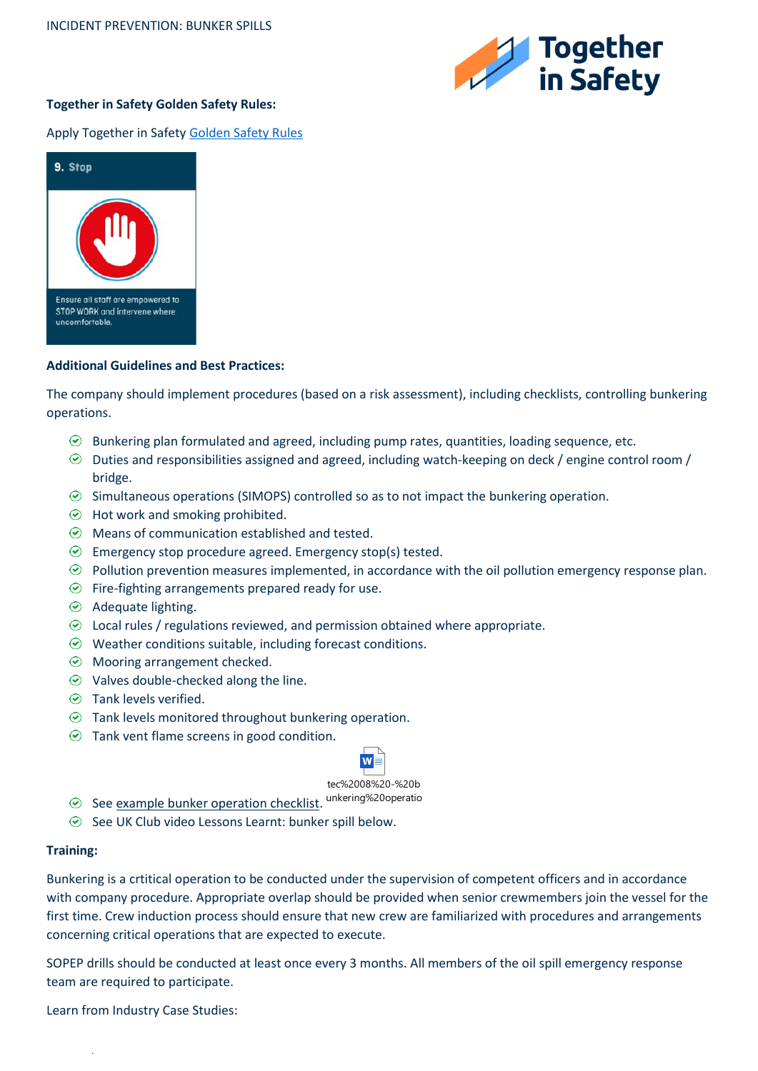INCIDENT PREVENTION: BUNKER SPILLS

**Together in Safety Golden Safety Rules:**

Apply Together in Safety Golden Safety Rules

**9. Stop**

Ensure all staff are empowered to STOP WORK and intervene where uncomfortable.

**Additional Guidelines and Best Practices:**

The company should implement procedures (based on a risk assessment), including checklists, controlling bunkering operations.

- Bunkering plan formulated and agreed, including pump rates, quantities, loading sequence, etc.
- Duties and responsibilities assigned and agreed, including watch-keeping on deck / engine control room / bridge.
- Simultaneous operations (SIMOPS) controlled so as to not impact the bunkering operation.
- Hot work and smoking prohibited.
- Means of communication established and tested.
- Emergency stop procedure agreed. Emergency stop(s) tested.
- Pollution prevention measures implemented, in accordance with the oil pollution emergency response plan.
- Fire-fighting arrangements prepared ready for use.
- Adequate lighting.
- Local rules / regulations reviewed, and permission obtained where appropriate.
- Weather conditions suitable, including forecast conditions.
- Mooring arrangement checked.
- Valves double-checked along the line.
- Tank levels verified.
- Tank levels monitored throughout bunkering operation.
- Tank vent flame screens in good condition.
- See example bunker operation checklist. tec%2008%20-%20bunkering%20operatio
- See UK Club video Lessons Learnt: bunker spill below.

**Training:**

Bunkering is a crtitical operation to be conducted under the supervision of competent officers and in accordance with company procedure. Appropriate overlap should be provided when senior crewmembers join the vessel for the first time. Crew induction process should ensure that new crew are familiarized with procedures and arrangements concerning critical operations that are expected to execute.

SOPEP drills should be conducted at least once every 3 months. All members of the oil spill emergency response team are required to participate.

Learn from Industry Case Studies: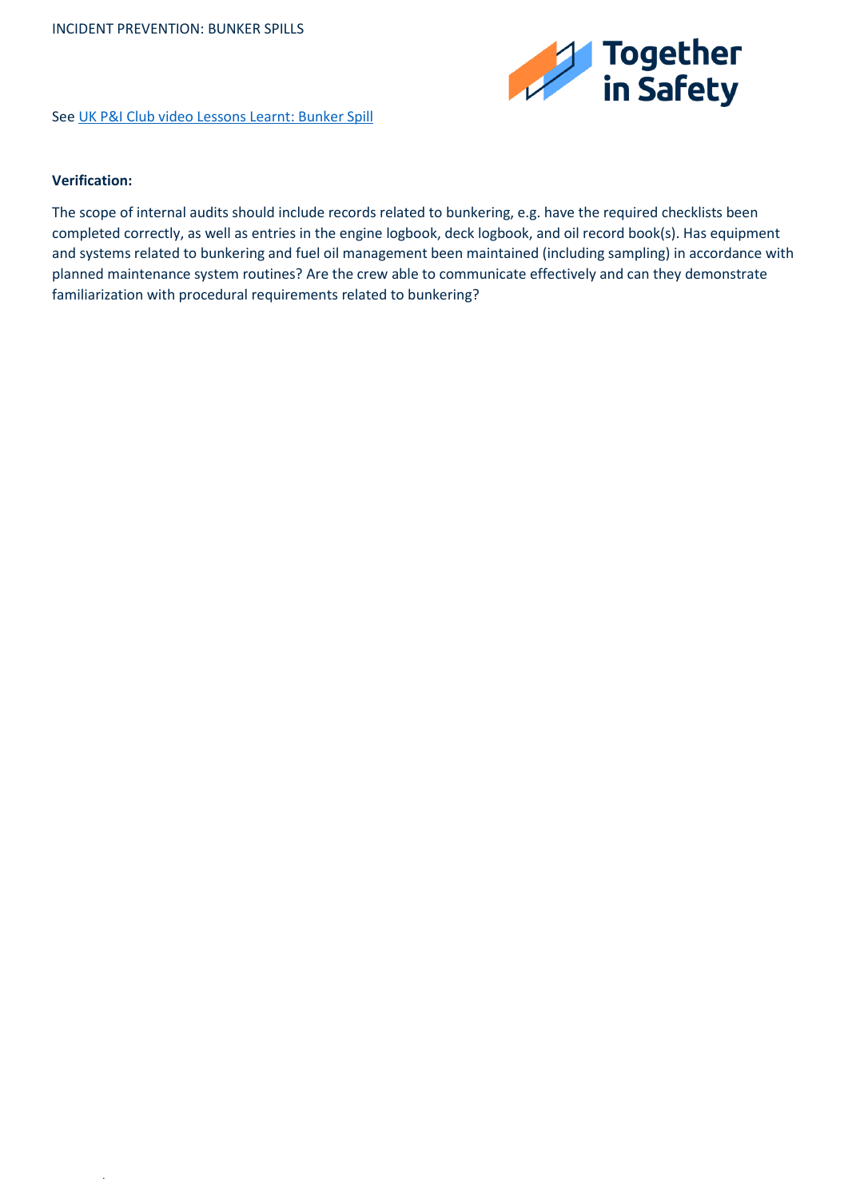See UK P&I Club video Lessons Learnt: Bunker Spill

**Verification:**

The scope of internal audits should include records related to bunkering, e.g. have the required checklists been completed correctly, as well as entries in the engine logbook, deck logbook, and oil record book(s). Has equipment and systems related to bunkering and fuel oil management been maintained (including sampling) in accordance with planned maintenance system routines? Are the crew able to communicate effectively and can they demonstrate familiarization with procedural requirements related to bunkering?